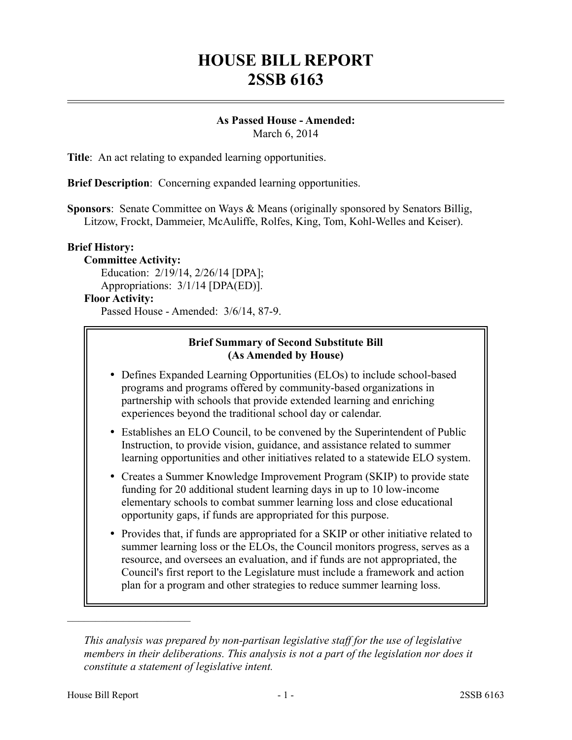# HOUSE BILL REPORT
# 2SSB 6163

**As Passed House - Amended:**
March 6, 2014

**Title**: An act relating to expanded learning opportunities.

**Brief Description**: Concerning expanded learning opportunities.

**Sponsors**: Senate Committee on Ways & Means (originally sponsored by Senators Billig, Litzow, Frockt, Dammeier, McAuliffe, Rolfes, King, Tom, Kohl-Welles and Keiser).

**Brief History:**

**Committee Activity:**

Education: 2/19/14, 2/26/14 [DPA];

Appropriations: 3/1/14 [DPA(ED)].

**Floor Activity:**

Passed House - Amended: 3/6/14, 87-9.

**Brief Summary of Second Substitute Bill (As Amended by House)**

- Defines Expanded Learning Opportunities (ELOs) to include school-based programs and programs offered by community-based organizations in partnership with schools that provide extended learning and enriching experiences beyond the traditional school day or calendar.
- Establishes an ELO Council, to be convened by the Superintendent of Public Instruction, to provide vision, guidance, and assistance related to summer learning opportunities and other initiatives related to a statewide ELO system.
- Creates a Summer Knowledge Improvement Program (SKIP) to provide state funding for 20 additional student learning days in up to 10 low-income elementary schools to combat summer learning loss and close educational opportunity gaps, if funds are appropriated for this purpose.
- Provides that, if funds are appropriated for a SKIP or other initiative related to summer learning loss or the ELOs, the Council monitors progress, serves as a resource, and oversees an evaluation, and if funds are not appropriated, the Council's first report to the Legislature must include a framework and action plan for a program and other strategies to reduce summer learning loss.

---

*This analysis was prepared by non-partisan legislative staff for the use of legislative members in their deliberations. This analysis is not a part of the legislation nor does it constitute a statement of legislative intent.*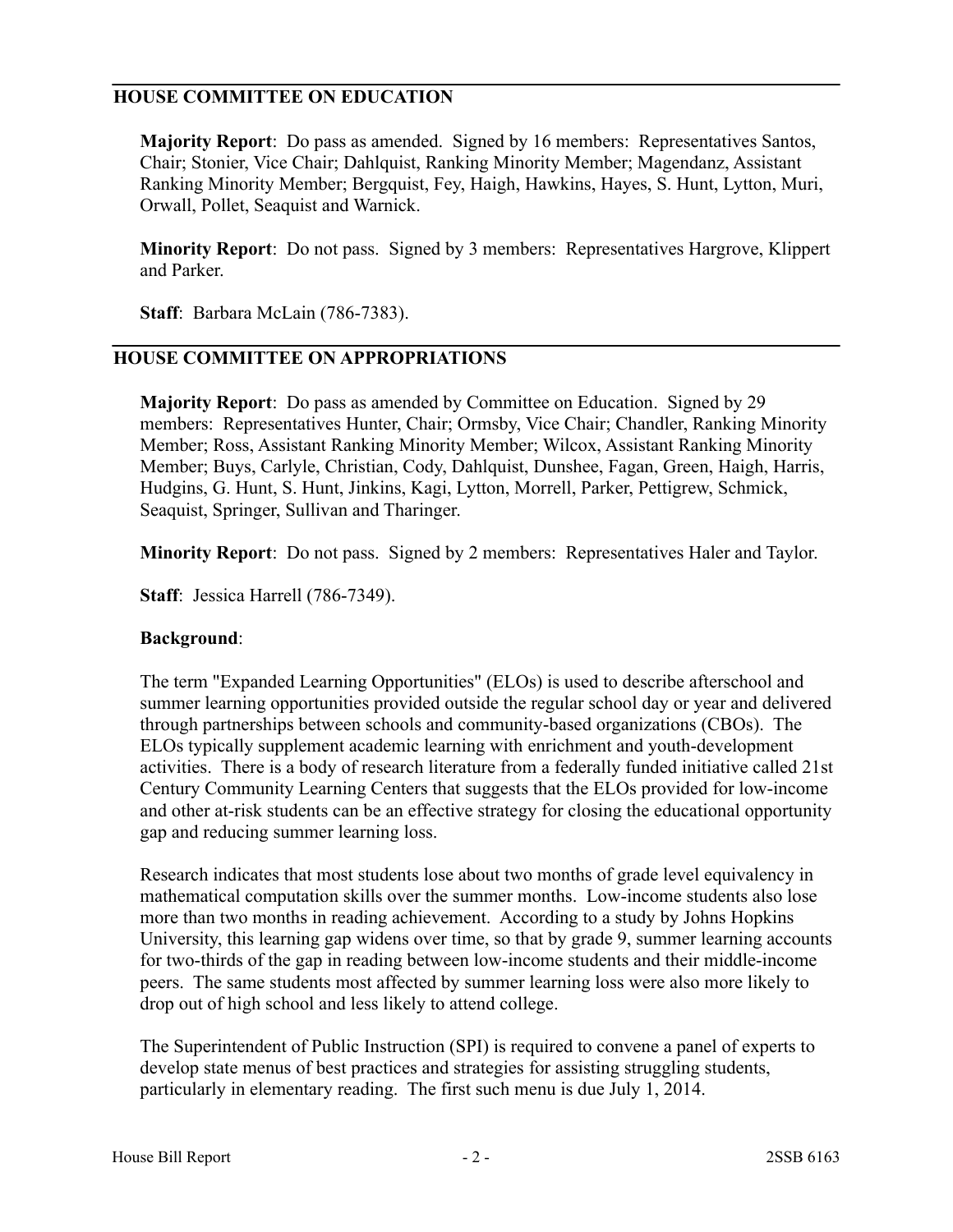## HOUSE COMMITTEE ON EDUCATION

**Majority Report**: Do pass as amended. Signed by 16 members: Representatives Santos, Chair; Stonier, Vice Chair; Dahlquist, Ranking Minority Member; Magendanz, Assistant Ranking Minority Member; Bergquist, Fey, Haigh, Hawkins, Hayes, S. Hunt, Lytton, Muri, Orwall, Pollet, Seaquist and Warnick.

**Minority Report**: Do not pass. Signed by 3 members: Representatives Hargrove, Klippert and Parker.

**Staff**: Barbara McLain (786-7383).

## HOUSE COMMITTEE ON APPROPRIATIONS

**Majority Report**: Do pass as amended by Committee on Education. Signed by 29 members: Representatives Hunter, Chair; Ormsby, Vice Chair; Chandler, Ranking Minority Member; Ross, Assistant Ranking Minority Member; Wilcox, Assistant Ranking Minority Member; Buys, Carlyle, Christian, Cody, Dahlquist, Dunshee, Fagan, Green, Haigh, Harris, Hudgins, G. Hunt, S. Hunt, Jinkins, Kagi, Lytton, Morrell, Parker, Pettigrew, Schmick, Seaquist, Springer, Sullivan and Tharinger.

**Minority Report**: Do not pass. Signed by 2 members: Representatives Haler and Taylor.

**Staff**: Jessica Harrell (786-7349).

**Background**:

The term "Expanded Learning Opportunities" (ELOs) is used to describe afterschool and summer learning opportunities provided outside the regular school day or year and delivered through partnerships between schools and community-based organizations (CBOs). The ELOs typically supplement academic learning with enrichment and youth-development activities. There is a body of research literature from a federally funded initiative called 21st Century Community Learning Centers that suggests that the ELOs provided for low-income and other at-risk students can be an effective strategy for closing the educational opportunity gap and reducing summer learning loss.

Research indicates that most students lose about two months of grade level equivalency in mathematical computation skills over the summer months. Low-income students also lose more than two months in reading achievement. According to a study by Johns Hopkins University, this learning gap widens over time, so that by grade 9, summer learning accounts for two-thirds of the gap in reading between low-income students and their middle-income peers. The same students most affected by summer learning loss were also more likely to drop out of high school and less likely to attend college.

The Superintendent of Public Instruction (SPI) is required to convene a panel of experts to develop state menus of best practices and strategies for assisting struggling students, particularly in elementary reading. The first such menu is due July 1, 2014.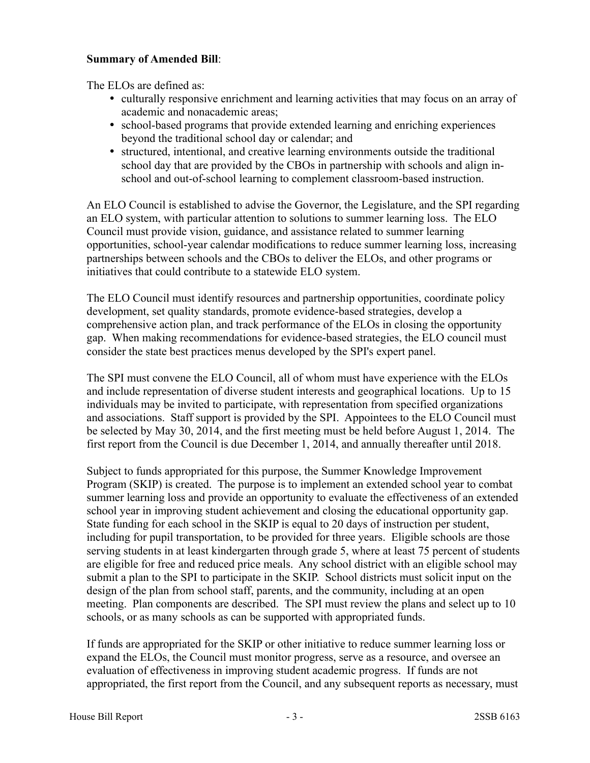**Summary of Amended Bill**:

The ELOs are defined as:

- culturally responsive enrichment and learning activities that may focus on an array of academic and nonacademic areas;
- school-based programs that provide extended learning and enriching experiences beyond the traditional school day or calendar; and
- structured, intentional, and creative learning environments outside the traditional school day that are provided by the CBOs in partnership with schools and align in-school and out-of-school learning to complement classroom-based instruction.

An ELO Council is established to advise the Governor, the Legislature, and the SPI regarding an ELO system, with particular attention to solutions to summer learning loss. The ELO Council must provide vision, guidance, and assistance related to summer learning opportunities, school-year calendar modifications to reduce summer learning loss, increasing partnerships between schools and the CBOs to deliver the ELOs, and other programs or initiatives that could contribute to a statewide ELO system.

The ELO Council must identify resources and partnership opportunities, coordinate policy development, set quality standards, promote evidence-based strategies, develop a comprehensive action plan, and track performance of the ELOs in closing the opportunity gap. When making recommendations for evidence-based strategies, the ELO council must consider the state best practices menus developed by the SPI's expert panel.

The SPI must convene the ELO Council, all of whom must have experience with the ELOs and include representation of diverse student interests and geographical locations. Up to 15 individuals may be invited to participate, with representation from specified organizations and associations. Staff support is provided by the SPI. Appointees to the ELO Council must be selected by May 30, 2014, and the first meeting must be held before August 1, 2014. The first report from the Council is due December 1, 2014, and annually thereafter until 2018.

Subject to funds appropriated for this purpose, the Summer Knowledge Improvement Program (SKIP) is created. The purpose is to implement an extended school year to combat summer learning loss and provide an opportunity to evaluate the effectiveness of an extended school year in improving student achievement and closing the educational opportunity gap. State funding for each school in the SKIP is equal to 20 days of instruction per student, including for pupil transportation, to be provided for three years. Eligible schools are those serving students in at least kindergarten through grade 5, where at least 75 percent of students are eligible for free and reduced price meals. Any school district with an eligible school may submit a plan to the SPI to participate in the SKIP. School districts must solicit input on the design of the plan from school staff, parents, and the community, including at an open meeting. Plan components are described. The SPI must review the plans and select up to 10 schools, or as many schools as can be supported with appropriated funds.

If funds are appropriated for the SKIP or other initiative to reduce summer learning loss or expand the ELOs, the Council must monitor progress, serve as a resource, and oversee an evaluation of effectiveness in improving student academic progress. If funds are not appropriated, the first report from the Council, and any subsequent reports as necessary, must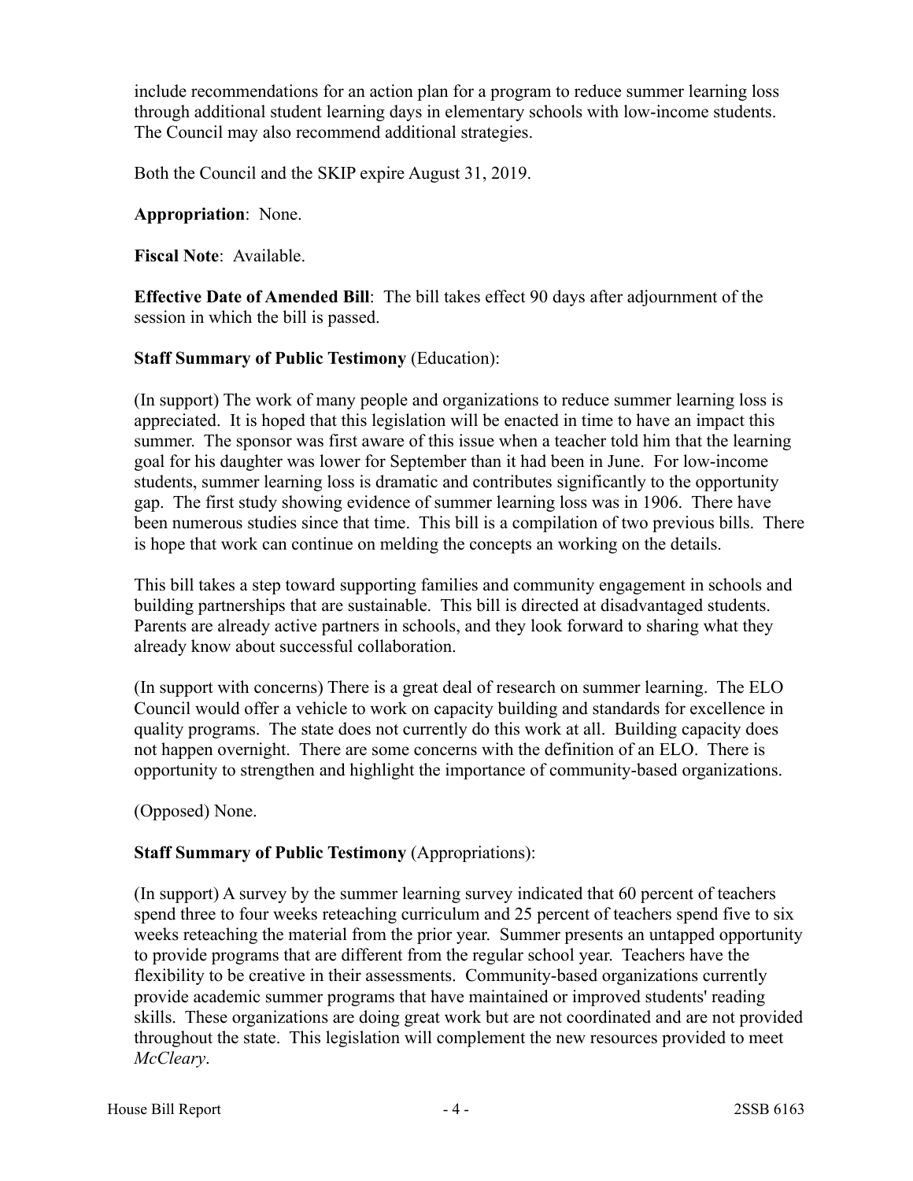include recommendations for an action plan for a program to reduce summer learning loss through additional student learning days in elementary schools with low-income students. The Council may also recommend additional strategies.

Both the Council and the SKIP expire August 31, 2019.

**Appropriation**: None.

**Fiscal Note**: Available.

**Effective Date of Amended Bill**: The bill takes effect 90 days after adjournment of the session in which the bill is passed.

**Staff Summary of Public Testimony** (Education):

(In support) The work of many people and organizations to reduce summer learning loss is appreciated. It is hoped that this legislation will be enacted in time to have an impact this summer. The sponsor was first aware of this issue when a teacher told him that the learning goal for his daughter was lower for September than it had been in June. For low-income students, summer learning loss is dramatic and contributes significantly to the opportunity gap. The first study showing evidence of summer learning loss was in 1906. There have been numerous studies since that time. This bill is a compilation of two previous bills. There is hope that work can continue on melding the concepts an working on the details.

This bill takes a step toward supporting families and community engagement in schools and building partnerships that are sustainable. This bill is directed at disadvantaged students. Parents are already active partners in schools, and they look forward to sharing what they already know about successful collaboration.

(In support with concerns) There is a great deal of research on summer learning. The ELO Council would offer a vehicle to work on capacity building and standards for excellence in quality programs. The state does not currently do this work at all. Building capacity does not happen overnight. There are some concerns with the definition of an ELO. There is opportunity to strengthen and highlight the importance of community-based organizations.

(Opposed) None.

**Staff Summary of Public Testimony** (Appropriations):

(In support) A survey by the summer learning survey indicated that 60 percent of teachers spend three to four weeks reteaching curriculum and 25 percent of teachers spend five to six weeks reteaching the material from the prior year. Summer presents an untapped opportunity to provide programs that are different from the regular school year. Teachers have the flexibility to be creative in their assessments. Community-based organizations currently provide academic summer programs that have maintained or improved students' reading skills. These organizations are doing great work but are not coordinated and are not provided throughout the state. This legislation will complement the new resources provided to meet *McCleary*.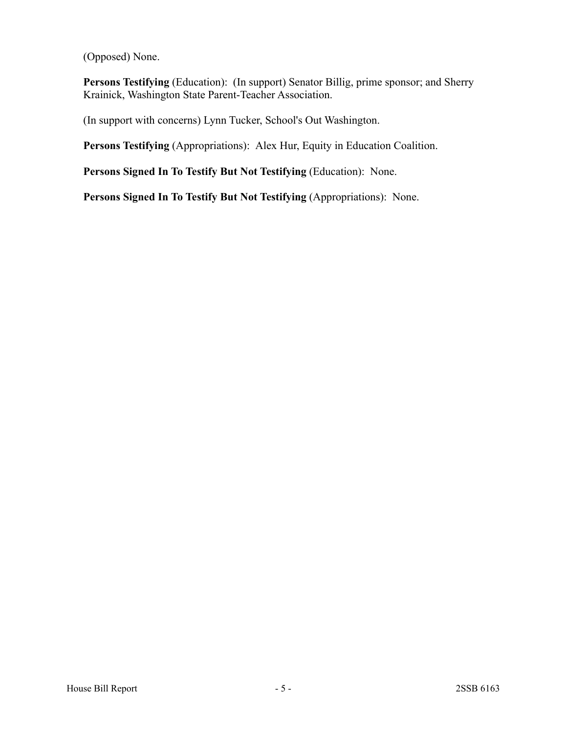(Opposed) None.

**Persons Testifying** (Education): (In support) Senator Billig, prime sponsor; and Sherry Krainick, Washington State Parent-Teacher Association.

(In support with concerns) Lynn Tucker, School's Out Washington.

**Persons Testifying** (Appropriations): Alex Hur, Equity in Education Coalition.

**Persons Signed In To Testify But Not Testifying** (Education): None.

**Persons Signed In To Testify But Not Testifying** (Appropriations): None.